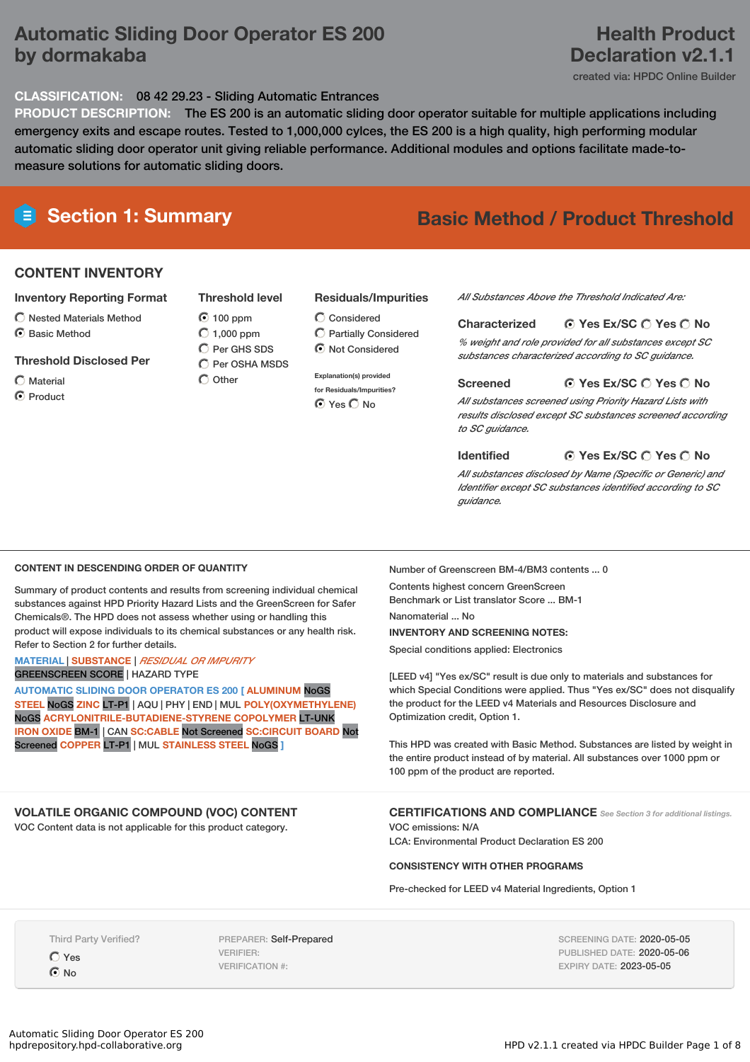# Automatic Sliding Door Operator ES 200 by dormakaba

**Health Product Declaration v2.1.1**

created via: HPDC Online Builder

**CLASSIFICATION:** 08 42 29.23 - Sliding Automatic Entrances

**PRODUCT DESCRIPTION:** The ES 200 is an automatic sliding door operator suitable for multiple applications including emergency exits and escape routes. Tested to 1,000,000 cylces, the ES 200 is a high quality, high performing modular automatic sliding door operator unit giving reliable performance. Additional modules and options facilitate made-to-measure solutions for automatic sliding doors.

## Section 1: Summary

**Basic Method / Product Threshold**

### CONTENT INVENTORY

**Inventory Reporting Format**
- ○ Nested Materials Method
- ● Basic Method

**Threshold Disclosed Per**
- ○ Material
- ● Product

**Threshold level**
- ● 100 ppm
- ○ 1,000 ppm
- ○ Per GHS SDS
- ○ Per OSHA MSDS
- ○ Other

**Residuals/Impurities**
- ○ Considered
- ○ Partially Considered
- ● Not Considered

Explanation(s) provided for Residuals/Impurities?
● Yes ○ No

*All Substances Above the Threshold Indicated Are:*

**Characterized** ● Yes Ex/SC ○ Yes ○ No

*% weight and role provided for all substances except SC substances characterized according to SC guidance.*

**Screened** ● Yes Ex/SC ○ Yes ○ No

*All substances screened using Priority Hazard Lists with results disclosed except SC substances screened according to SC guidance.*

**Identified** ● Yes Ex/SC ○ Yes ○ No

*All substances disclosed by Name (Specific or Generic) and Identifier except SC substances identified according to SC guidance.*

### CONTENT IN DESCENDING ORDER OF QUANTITY

Summary of product contents and results from screening individual chemical substances against HPD Priority Hazard Lists and the GreenScreen for Safer Chemicals®. The HPD does not assess whether using or handling this product will expose individuals to its chemical substances or any health risk. Refer to Section 2 for further details.

MATERIAL | SUBSTANCE | *RESIDUAL OR IMPURITY*
GREENSCREEN SCORE | HAZARD TYPE

AUTOMATIC SLIDING DOOR OPERATOR ES 200 [ ALUMINUM NoGS STEEL NoGS ZINC LT-P1 | AQU | PHY | END | MUL POLY(OXYMETHYLENE) NoGS ACRYLONITRILE-BUTADIENE-STYRENE COPOLYMER LT-UNK IRON OXIDE BM-1 | CAN SC:CABLE Not Screened SC:CIRCUIT BOARD Not Screened COPPER LT-P1 | MUL STAINLESS STEEL NoGS ]

Number of Greenscreen BM-4/BM3 contents ... 0

Contents highest concern GreenScreen Benchmark or List translator Score ... BM-1

Nanomaterial ... No

**INVENTORY AND SCREENING NOTES:**

Special conditions applied: Electronics

[LEED v4] "Yes ex/SC" result is due only to materials and substances for which Special Conditions were applied. Thus "Yes ex/SC" does not disqualify the product for the LEED v4 Materials and Resources Disclosure and Optimization credit, Option 1.

This HPD was created with Basic Method. Substances are listed by weight in the entire product instead of by material. All substances over 1000 ppm or 100 ppm of the product are reported.

### VOLATILE ORGANIC COMPOUND (VOC) CONTENT

VOC Content data is not applicable for this product category.

### CERTIFICATIONS AND COMPLIANCE

*See Section 3 for additional listings.*

VOC emissions: N/A
LCA: Environmental Product Declaration ES 200

**CONSISTENCY WITH OTHER PROGRAMS**

Pre-checked for LEED v4 Material Ingredients, Option 1

Third Party Verified?
- ○ Yes
- ● No

PREPARER: Self-Prepared
VERIFIER:
VERIFICATION #:

SCREENING DATE: 2020-05-05
PUBLISHED DATE: 2020-05-06
EXPIRY DATE: 2023-05-05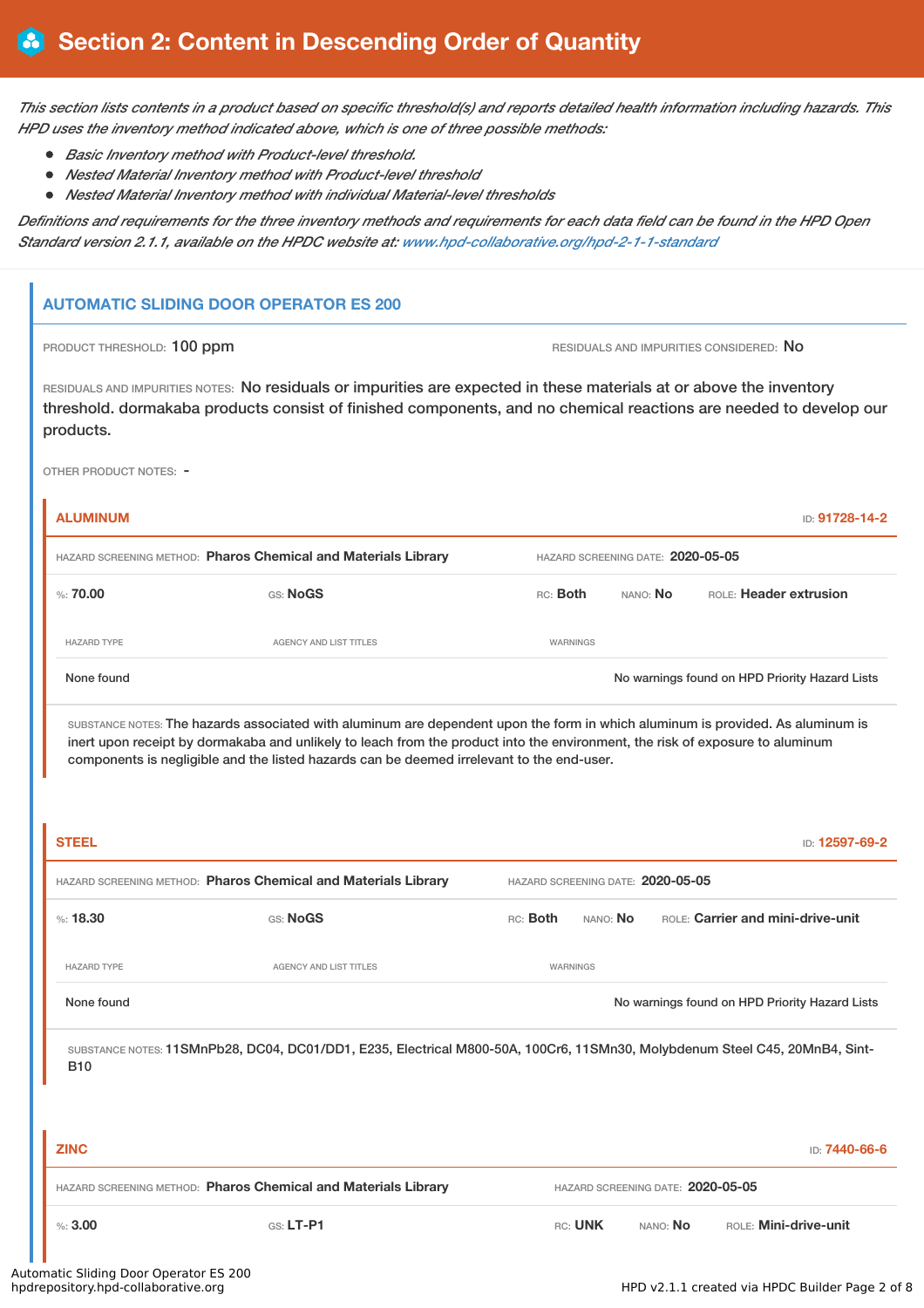# Section 2: Content in Descending Order of Quantity

*This section lists contents in a product based on specific threshold(s) and reports detailed health information including hazards. This HPD uses the inventory method indicated above, which is one of three possible methods:*

- *Basic Inventory method with Product-level threshold.*
- *Nested Material Inventory method with Product-level threshold*
- *Nested Material Inventory method with individual Material-level thresholds*

*Definitions and requirements for the three inventory methods and requirements for each data field can be found in the HPD Open Standard version 2.1.1, available on the HPDC website at: www.hpd-collaborative.org/hpd-2-1-1-standard*

## AUTOMATIC SLIDING DOOR OPERATOR ES 200

PRODUCT THRESHOLD: 100 ppm

RESIDUALS AND IMPURITIES CONSIDERED: No

RESIDUALS AND IMPURITIES NOTES: No residuals or impurities are expected in these materials at or above the inventory threshold. dormakaba products consist of finished components, and no chemical reactions are needed to develop our products.

OTHER PRODUCT NOTES: -

### ALUMINUM

ID: **91728-14-2**

HAZARD SCREENING METHOD: **Pharos Chemical and Materials Library**

HAZARD SCREENING DATE: **2020-05-05**

%: **70.00** | GS: **NoGS** | RC: **Both** | NANO: **No** | ROLE: **Header extrusion**

| HAZARD TYPE | AGENCY AND LIST TITLES | WARNINGS |
|---|---|---|
| None found | | No warnings found on HPD Priority Hazard Lists |

SUBSTANCE NOTES: The hazards associated with aluminum are dependent upon the form in which aluminum is provided. As aluminum is inert upon receipt by dormakaba and unlikely to leach from the product into the environment, the risk of exposure to aluminum components is negligible and the listed hazards can be deemed irrelevant to the end-user.

### STEEL

ID: **12597-69-2**

HAZARD SCREENING METHOD: **Pharos Chemical and Materials Library**

HAZARD SCREENING DATE: **2020-05-05**

%: **18.30** | GS: **NoGS** | RC: **Both** | NANO: **No** | ROLE: **Carrier and mini-drive-unit**

| HAZARD TYPE | AGENCY AND LIST TITLES | WARNINGS |
|---|---|---|
| None found | | No warnings found on HPD Priority Hazard Lists |

SUBSTANCE NOTES: 11SMnPb28, DC04, DC01/DD1, E235, Electrical M800-50A, 100Cr6, 11SMn30, Molybdenum Steel C45, 20MnB4, Sint-B10

### ZINC

ID: **7440-66-6**

HAZARD SCREENING METHOD: **Pharos Chemical and Materials Library**

HAZARD SCREENING DATE: **2020-05-05**

%: **3.00** | GS: **LT-P1** | RC: **UNK** | NANO: **No** | ROLE: **Mini-drive-unit**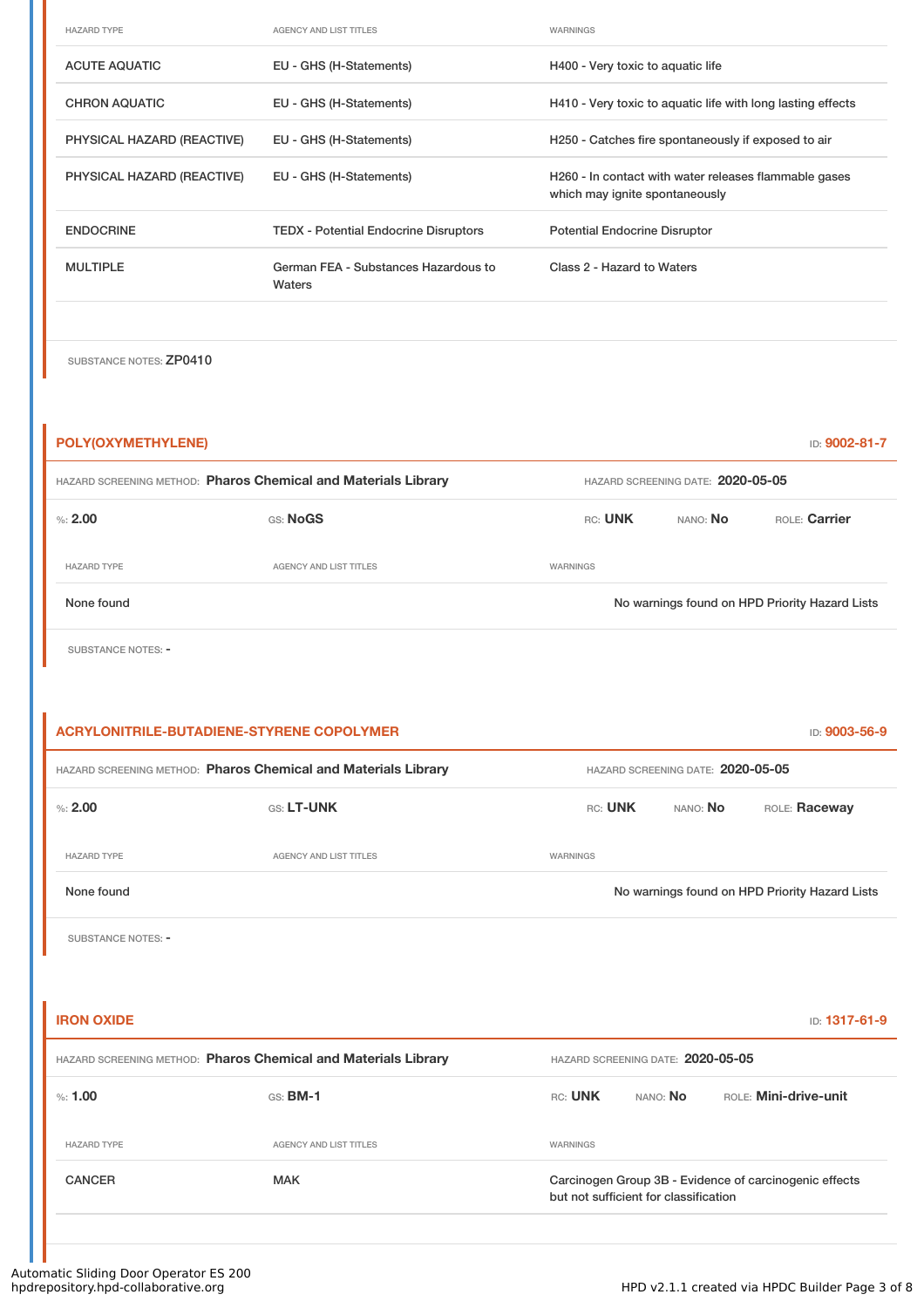| HAZARD TYPE | AGENCY AND LIST TITLES | WARNINGS |
|---|---|---|
| ACUTE AQUATIC | EU - GHS (H-Statements) | H400 - Very toxic to aquatic life |
| CHRON AQUATIC | EU - GHS (H-Statements) | H410 - Very toxic to aquatic life with long lasting effects |
| PHYSICAL HAZARD (REACTIVE) | EU - GHS (H-Statements) | H250 - Catches fire spontaneously if exposed to air |
| PHYSICAL HAZARD (REACTIVE) | EU - GHS (H-Statements) | H260 - In contact with water releases flammable gases which may ignite spontaneously |
| ENDOCRINE | TEDX - Potential Endocrine Disruptors | Potential Endocrine Disruptor |
| MULTIPLE | German FEA - Substances Hazardous to Waters | Class 2 - Hazard to Waters |

SUBSTANCE NOTES: ZP0410

## POLY(OXYMETHYLENE)

ID: **9002-81-7**

HAZARD SCREENING METHOD: **Pharos Chemical and Materials Library** HAZARD SCREENING DATE: **2020-05-05**

%: **2.00** GS: **NoGS** RC: **UNK** NANO: **No** ROLE: **Carrier**

| HAZARD TYPE | AGENCY AND LIST TITLES | WARNINGS |
|---|---|---|
| None found | | No warnings found on HPD Priority Hazard Lists |

SUBSTANCE NOTES: -

## ACRYLONITRILE-BUTADIENE-STYRENE COPOLYMER

ID: **9003-56-9**

HAZARD SCREENING METHOD: **Pharos Chemical and Materials Library** HAZARD SCREENING DATE: **2020-05-05**

%: **2.00** GS: **LT-UNK** RC: **UNK** NANO: **No** ROLE: **Raceway**

| HAZARD TYPE | AGENCY AND LIST TITLES | WARNINGS |
|---|---|---|
| None found | | No warnings found on HPD Priority Hazard Lists |

SUBSTANCE NOTES: -

## IRON OXIDE

ID: **1317-61-9**

HAZARD SCREENING METHOD: **Pharos Chemical and Materials Library** HAZARD SCREENING DATE: **2020-05-05**

%: **1.00** GS: **BM-1** RC: **UNK** NANO: **No** ROLE: **Mini-drive-unit**

| HAZARD TYPE | AGENCY AND LIST TITLES | WARNINGS |
|---|---|---|
| CANCER | MAK | Carcinogen Group 3B - Evidence of carcinogenic effects but not sufficient for classification |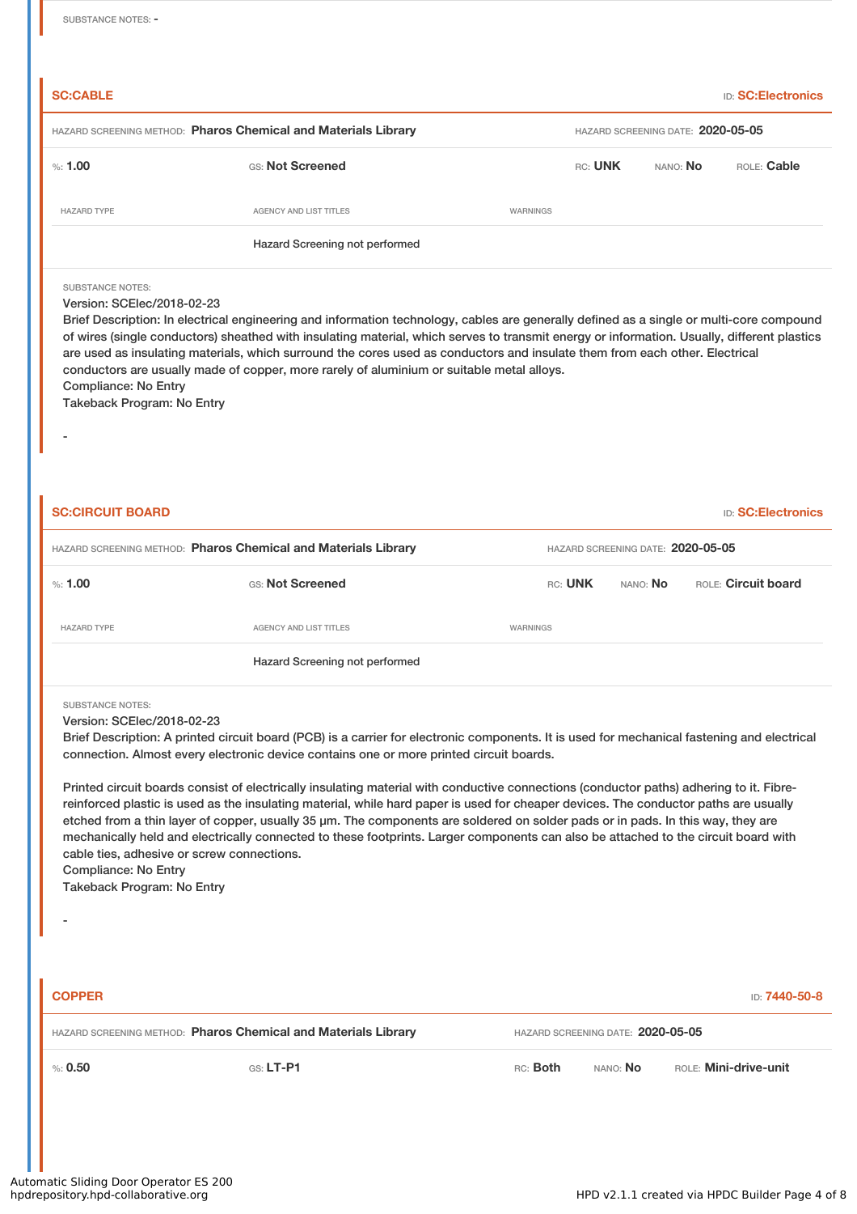SUBSTANCE NOTES: -

## SC:CABLE

ID: **SC:Electronics**

HAZARD SCREENING METHOD: **Pharos Chemical and Materials Library** HAZARD SCREENING DATE: **2020-05-05**

%: **1.00** GS: **Not Screened** RC: **UNK** NANO: **No** ROLE: **Cable**

| HAZARD TYPE | AGENCY AND LIST TITLES | WARNINGS |
|---|---|---|
| | Hazard Screening not performed | |

SUBSTANCE NOTES:
Version: SCElec/2018-02-23
Brief Description: In electrical engineering and information technology, cables are generally defined as a single or multi-core compound of wires (single conductors) sheathed with insulating material, which serves to transmit energy or information. Usually, different plastics are used as insulating materials, which surround the cores used as conductors and insulate them from each other. Electrical conductors are usually made of copper, more rarely of aluminium or suitable metal alloys.
Compliance: No Entry
Takeback Program: No Entry

-

## SC:CIRCUIT BOARD

ID: **SC:Electronics**

HAZARD SCREENING METHOD: **Pharos Chemical and Materials Library** HAZARD SCREENING DATE: **2020-05-05**

%: **1.00** GS: **Not Screened** RC: **UNK** NANO: **No** ROLE: **Circuit board**

| HAZARD TYPE | AGENCY AND LIST TITLES | WARNINGS |
|---|---|---|
| | Hazard Screening not performed | |

SUBSTANCE NOTES:
Version: SCElec/2018-02-23
Brief Description: A printed circuit board (PCB) is a carrier for electronic components. It is used for mechanical fastening and electrical connection. Almost every electronic device contains one or more printed circuit boards.

Printed circuit boards consist of electrically insulating material with conductive connections (conductor paths) adhering to it. Fibre-reinforced plastic is used as the insulating material, while hard paper is used for cheaper devices. The conductor paths are usually etched from a thin layer of copper, usually 35 µm. The components are soldered on solder pads or in pads. In this way, they are mechanically held and electrically connected to these footprints. Larger components can also be attached to the circuit board with cable ties, adhesive or screw connections.
Compliance: No Entry
Takeback Program: No Entry

-

## COPPER

ID: **7440-50-8**

HAZARD SCREENING METHOD: **Pharos Chemical and Materials Library** HAZARD SCREENING DATE: **2020-05-05**

%: **0.50** GS: **LT-P1** RC: **Both** NANO: **No** ROLE: **Mini-drive-unit**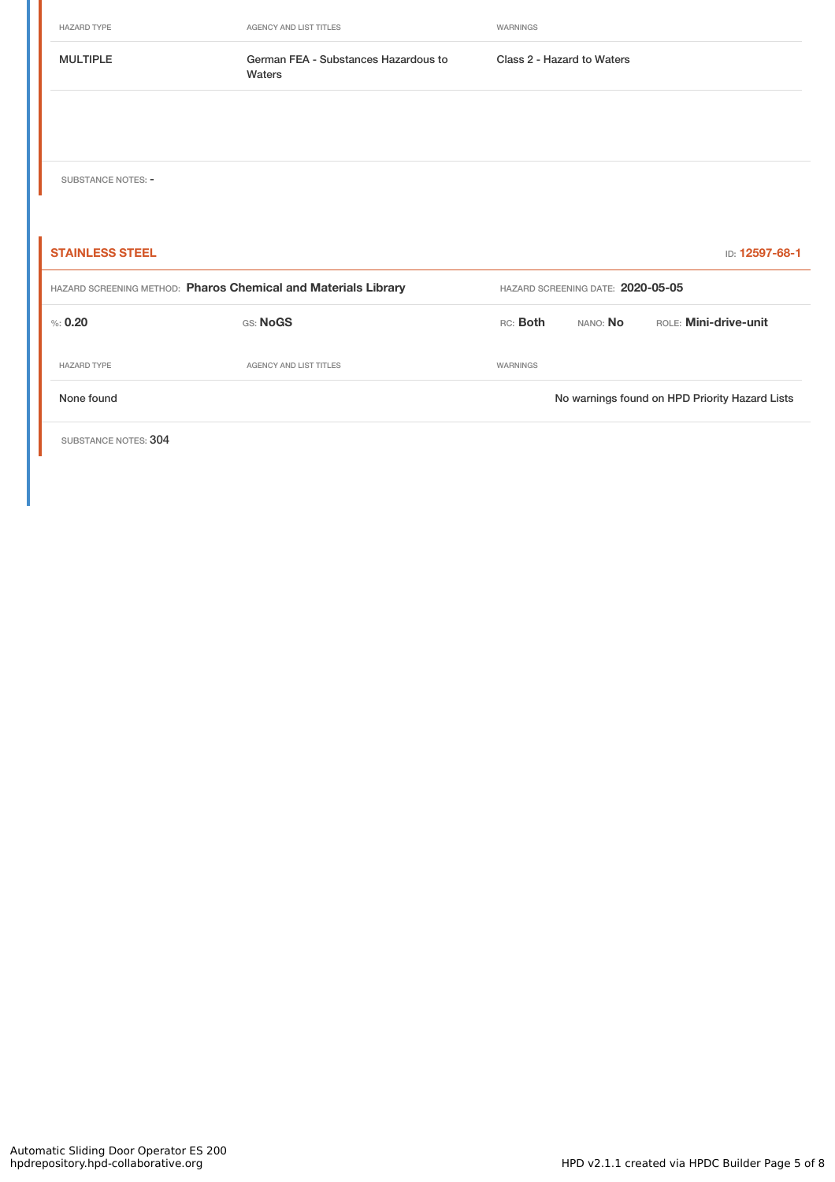| HAZARD TYPE | AGENCY AND LIST TITLES | WARNINGS |
| --- | --- | --- |
| MULTIPLE | German FEA - Substances Hazardous to Waters | Class 2 - Hazard to Waters |

SUBSTANCE NOTES: -

### STAINLESS STEEL

ID: **12597-68-1**

HAZARD SCREENING METHOD: **Pharos Chemical and Materials Library**

HAZARD SCREENING DATE: **2020-05-05**

%: **0.20** | GS: **NoGS** | RC: **Both** | NANO: **No** | ROLE: **Mini-drive-unit**

| HAZARD TYPE | AGENCY AND LIST TITLES | WARNINGS |
| --- | --- | --- |
| None found | | No warnings found on HPD Priority Hazard Lists |

SUBSTANCE NOTES: 304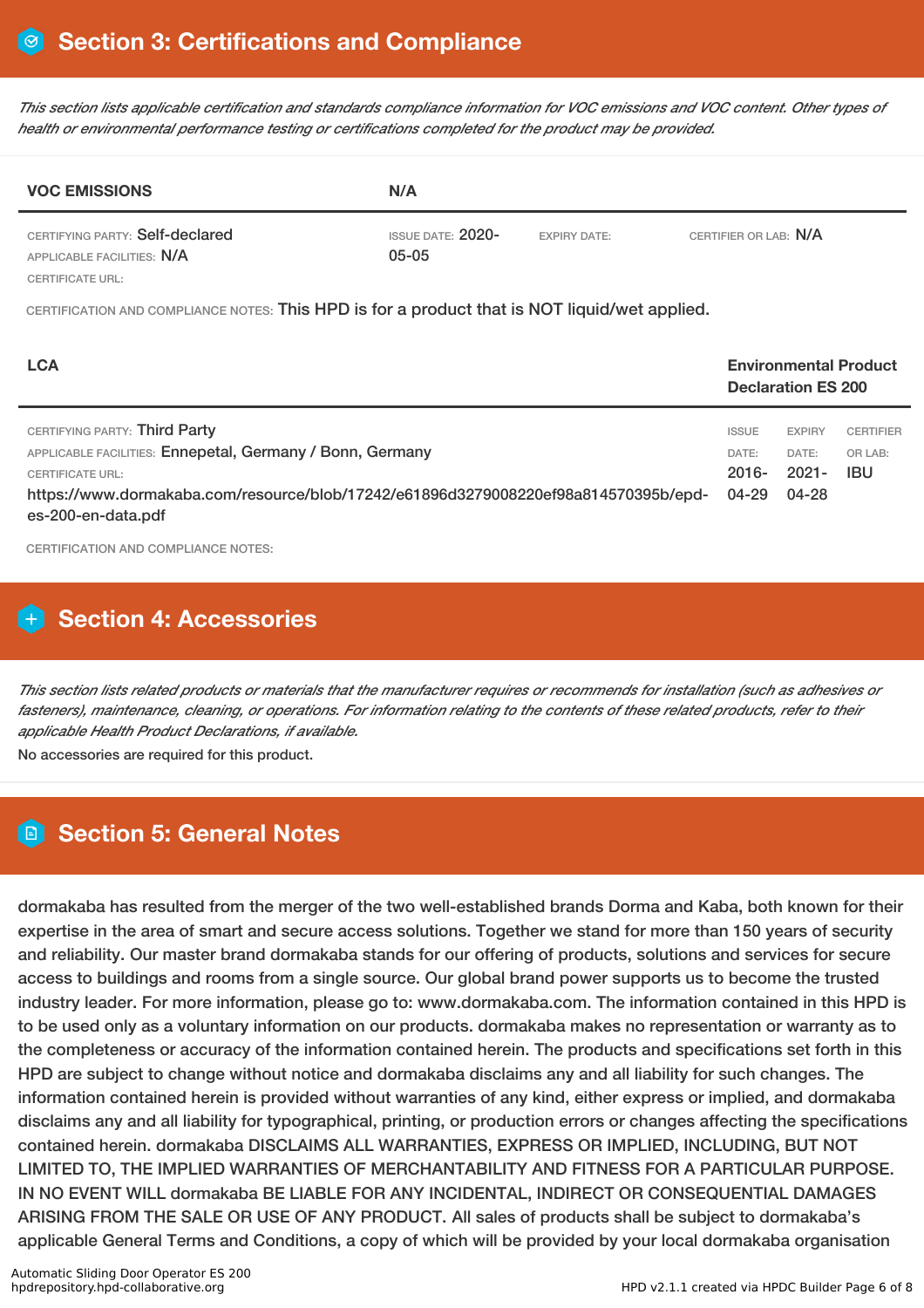## Section 3: Certifications and Compliance

*This section lists applicable certification and standards compliance information for VOC emissions and VOC content. Other types of health or environmental performance testing or certifications completed for the product may be provided.*

| VOC EMISSIONS | N/A | | |
|---|---|---|---|
| CERTIFYING PARTY: Self-declared<br>APPLICABLE FACILITIES: N/A<br>CERTIFICATE URL: | ISSUE DATE: 2020-05-05 | EXPIRY DATE: | CERTIFIER OR LAB: N/A |

CERTIFICATION AND COMPLIANCE NOTES: This HPD is for a product that is NOT liquid/wet applied.

| LCA | Environmental Product Declaration ES 200 | | |
|---|---|---|---|
| CERTIFYING PARTY: Third Party<br>APPLICABLE FACILITIES: Ennepetal, Germany / Bonn, Germany<br>CERTIFICATE URL:<br>https://www.dormakaba.com/resource/blob/17242/e61896d3279008220ef98a814570395b/epd-es-200-en-data.pdf | ISSUE DATE: 2016-04-29 | EXPIRY DATE: 2021-04-28 | CERTIFIER OR LAB: IBU |

CERTIFICATION AND COMPLIANCE NOTES:

## Section 4: Accessories

*This section lists related products or materials that the manufacturer requires or recommends for installation (such as adhesives or fasteners), maintenance, cleaning, or operations. For information relating to the contents of these related products, refer to their applicable Health Product Declarations, if available.*

No accessories are required for this product.

## Section 5: General Notes

dormakaba has resulted from the merger of the two well-established brands Dorma and Kaba, both known for their expertise in the area of smart and secure access solutions. Together we stand for more than 150 years of security and reliability. Our master brand dormakaba stands for our offering of products, solutions and services for secure access to buildings and rooms from a single source. Our global brand power supports us to become the trusted industry leader. For more information, please go to: www.dormakaba.com. The information contained in this HPD is to be used only as a voluntary information on our products. dormakaba makes no representation or warranty as to the completeness or accuracy of the information contained herein. The products and specifications set forth in this HPD are subject to change without notice and dormakaba disclaims any and all liability for such changes. The information contained herein is provided without warranties of any kind, either express or implied, and dormakaba disclaims any and all liability for typographical, printing, or production errors or changes affecting the specifications contained herein. dormakaba DISCLAIMS ALL WARRANTIES, EXPRESS OR IMPLIED, INCLUDING, BUT NOT LIMITED TO, THE IMPLIED WARRANTIES OF MERCHANTABILITY AND FITNESS FOR A PARTICULAR PURPOSE. IN NO EVENT WILL dormakaba BE LIABLE FOR ANY INCIDENTAL, INDIRECT OR CONSEQUENTIAL DAMAGES ARISING FROM THE SALE OR USE OF ANY PRODUCT. All sales of products shall be subject to dormakaba's applicable General Terms and Conditions, a copy of which will be provided by your local dormakaba organisation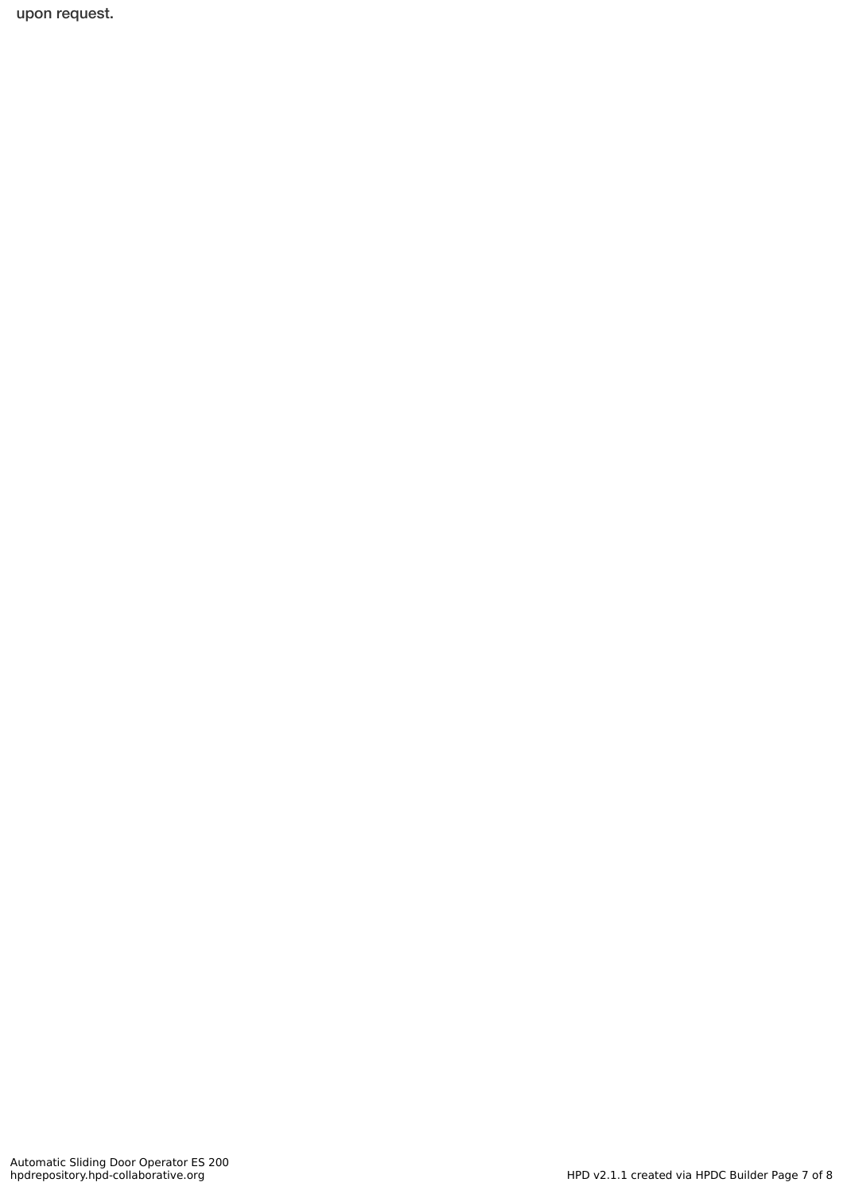upon request.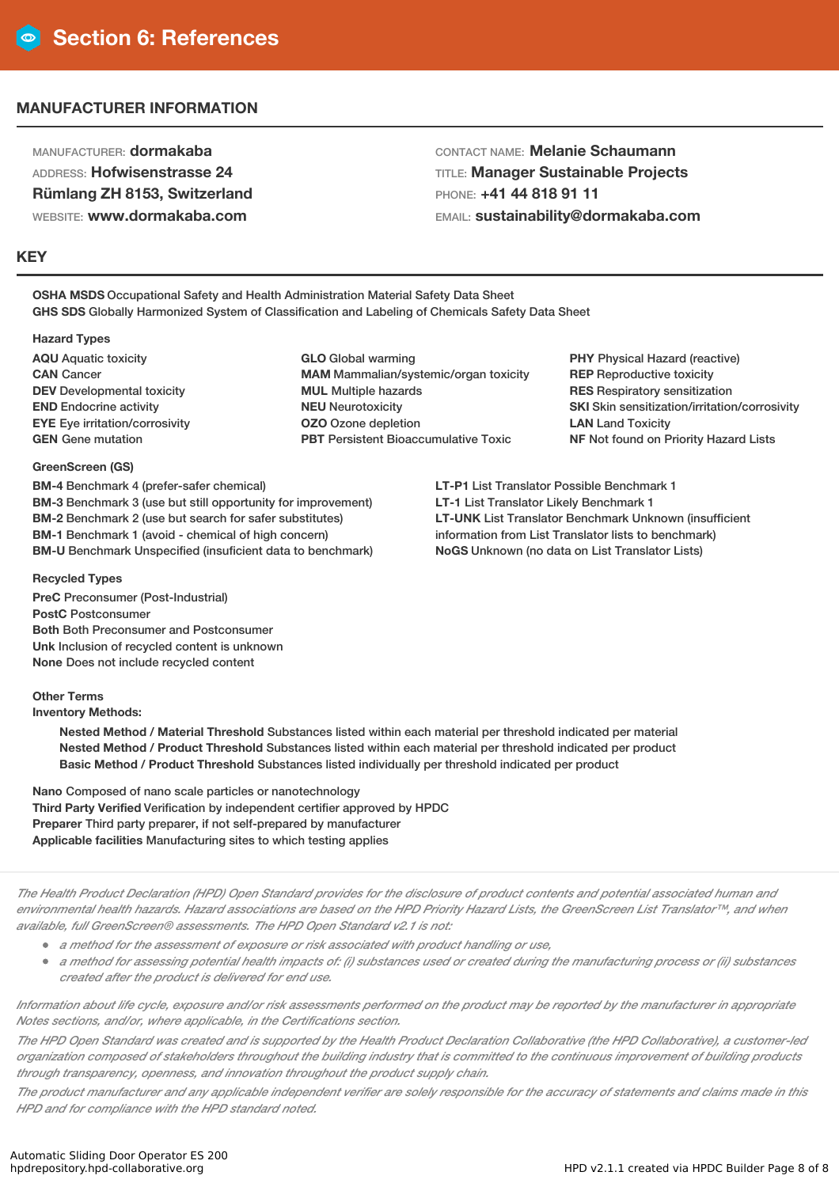# Section 6: References

## MANUFACTURER INFORMATION

MANUFACTURER: **dormakaba**
ADDRESS: **Hofwisenstrasse 24**
**Rümlang ZH 8153, Switzerland**
WEBSITE: **www.dormakaba.com**

CONTACT NAME: **Melanie Schaumann**
TITLE: **Manager Sustainable Projects**
PHONE: **+41 44 818 91 11**
EMAIL: **sustainability@dormakaba.com**

## KEY

**OSHA MSDS** Occupational Safety and Health Administration Material Safety Data Sheet
**GHS SDS** Globally Harmonized System of Classification and Labeling of Chemicals Safety Data Sheet

**Hazard Types**

**AQU** Aquatic toxicity
**CAN** Cancer
**DEV** Developmental toxicity
**END** Endocrine activity
**EYE** Eye irritation/corrosivity
**GEN** Gene mutation
**GLO** Global warming
**MAM** Mammalian/systemic/organ toxicity
**MUL** Multiple hazards
**NEU** Neurotoxicity
**OZO** Ozone depletion
**PBT** Persistent Bioaccumulative Toxic
**PHY** Physical Hazard (reactive)
**REP** Reproductive toxicity
**RES** Respiratory sensitization
**SKI** Skin sensitization/irritation/corrosivity
**LAN** Land Toxicity
**NF** Not found on Priority Hazard Lists

**GreenScreen (GS)**

**BM-4** Benchmark 4 (prefer-safer chemical)
**BM-3** Benchmark 3 (use but still opportunity for improvement)
**BM-2** Benchmark 2 (use but search for safer substitutes)
**BM-1** Benchmark 1 (avoid - chemical of high concern)
**BM-U** Benchmark Unspecified (insuficient data to benchmark)
**LT-P1** List Translator Possible Benchmark 1
**LT-1** List Translator Likely Benchmark 1
**LT-UNK** List Translator Benchmark Unknown (insufficient information from List Translator lists to benchmark)
**NoGS** Unknown (no data on List Translator Lists)

**Recycled Types**

**PreC** Preconsumer (Post-Industrial)
**PostC** Postconsumer
**Both** Both Preconsumer and Postconsumer
**Unk** Inclusion of recycled content is unknown
**None** Does not include recycled content

**Other Terms**
**Inventory Methods:**

**Nested Method / Material Threshold** Substances listed within each material per threshold indicated per material
**Nested Method / Product Threshold** Substances listed within each material per threshold indicated per product
**Basic Method / Product Threshold** Substances listed individually per threshold indicated per product

**Nano** Composed of nano scale particles or nanotechnology
**Third Party Verified** Verification by independent certifier approved by HPDC
**Preparer** Third party preparer, if not self-prepared by manufacturer
**Applicable facilities** Manufacturing sites to which testing applies

*The Health Product Declaration (HPD) Open Standard provides for the disclosure of product contents and potential associated human and environmental health hazards. Hazard associations are based on the HPD Priority Hazard Lists, the GreenScreen List Translator™, and when available, full GreenScreen® assessments. The HPD Open Standard v2.1 is not:*

- *a method for the assessment of exposure or risk associated with product handling or use,*
- *a method for assessing potential health impacts of: (i) substances used or created during the manufacturing process or (ii) substances created after the product is delivered for end use.*

*Information about life cycle, exposure and/or risk assessments performed on the product may be reported by the manufacturer in appropriate Notes sections, and/or, where applicable, in the Certifications section.*

*The HPD Open Standard was created and is supported by the Health Product Declaration Collaborative (the HPD Collaborative), a customer-led organization composed of stakeholders throughout the building industry that is committed to the continuous improvement of building products through transparency, openness, and innovation throughout the product supply chain.*

*The product manufacturer and any applicable independent verifier are solely responsible for the accuracy of statements and claims made in this HPD and for compliance with the HPD standard noted.*